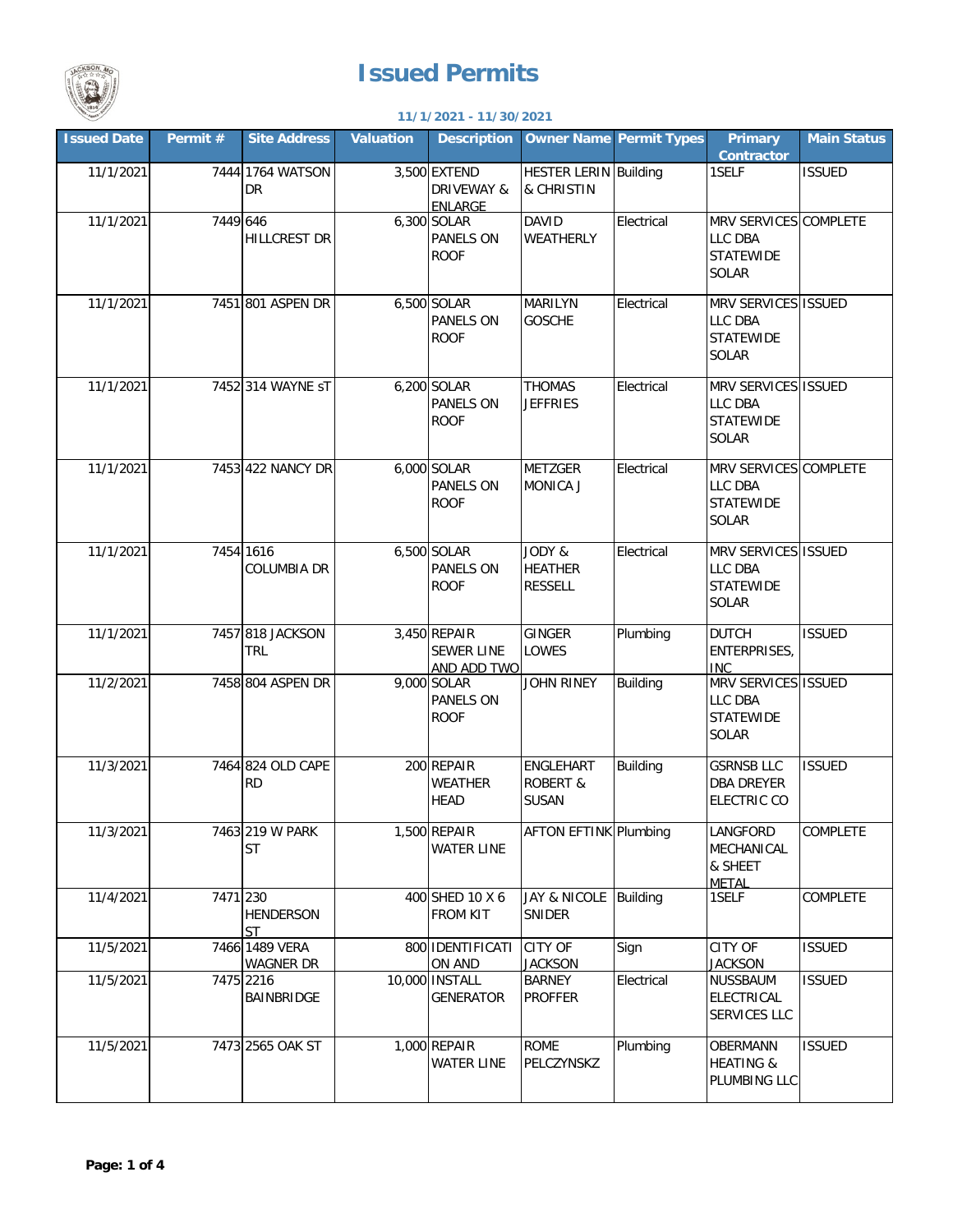# Issued Permits

**11/1/2021 - 11/30/2021**

| Issued Date | Permit # | Site Address | Valuation | Description | Owner Name | Permit Types | Primary Contractor | Main Status |
|---|---|---|---|---|---|---|---|---|
| 11/1/2021 | 7444 | 1764 WATSON DR | 3,500 | EXTEND DRIVEWAY & ENLARGE | HESTER LERIN & CHRISTIN | Building | 1SELF | ISSUED |
| 11/1/2021 | 7449 | 646 HILLCREST DR | 6,300 | SOLAR PANELS ON ROOF | DAVID WEATHERLY | Electrical | MRV SERVICES LLC DBA STATEWIDE SOLAR | COMPLETE |
| 11/1/2021 | 7451 | 801 ASPEN DR | 6,500 | SOLAR PANELS ON ROOF | MARILYN GOSCHE | Electrical | MRV SERVICES LLC DBA STATEWIDE SOLAR | ISSUED |
| 11/1/2021 | 7452 | 314 WAYNE sT | 6,200 | SOLAR PANELS ON ROOF | THOMAS JEFFRIES | Electrical | MRV SERVICES LLC DBA STATEWIDE SOLAR | ISSUED |
| 11/1/2021 | 7453 | 422 NANCY DR | 6,000 | SOLAR PANELS ON ROOF | METZGER MONICA J | Electrical | MRV SERVICES LLC DBA STATEWIDE SOLAR | COMPLETE |
| 11/1/2021 | 7454 | 1616 COLUMBIA DR | 6,500 | SOLAR PANELS ON ROOF | JODY & HEATHER RESSELL | Electrical | MRV SERVICES LLC DBA STATEWIDE SOLAR | ISSUED |
| 11/1/2021 | 7457 | 818 JACKSON TRL | 3,450 | REPAIR SEWER LINE AND ADD TWO | GINGER LOWES | Plumbing | DUTCH ENTERPRISES, INC | ISSUED |
| 11/2/2021 | 7458 | 804 ASPEN DR | 9,000 | SOLAR PANELS ON ROOF | JOHN RINEY | Building | MRV SERVICES LLC DBA STATEWIDE SOLAR | ISSUED |
| 11/3/2021 | 7464 | 824 OLD CAPE RD | 200 | REPAIR WEATHER HEAD | ENGLEHART ROBERT & SUSAN | Building | GSRNSB LLC DBA DREYER ELECTRIC CO | ISSUED |
| 11/3/2021 | 7463 | 219 W PARK ST | 1,500 | REPAIR WATER LINE | AFTON EFTINK | Plumbing | LANGFORD MECHANICAL & SHEET METAL | COMPLETE |
| 11/4/2021 | 7471 | 230 HENDERSON ST | 400 | SHED 10 X 6 FROM KIT | JAY & NICOLE SNIDER | Building | 1SELF | COMPLETE |
| 11/5/2021 | 7466 | 1489 VERA WAGNER DR | 800 | IDENTIFICATION AND | CITY OF JACKSON | Sign | CITY OF JACKSON | ISSUED |
| 11/5/2021 | 7475 | 2216 BAINBRIDGE | 10,000 | INSTALL GENERATOR | BARNEY PROFFER | Electrical | NUSSBAUM ELECTRICAL SERVICES LLC | ISSUED |
| 11/5/2021 | 7473 | 2565 OAK ST | 1,000 | REPAIR WATER LINE | ROME PELCZYNSKZ | Plumbing | OBERMANN HEATING & PLUMBING LLC | ISSUED |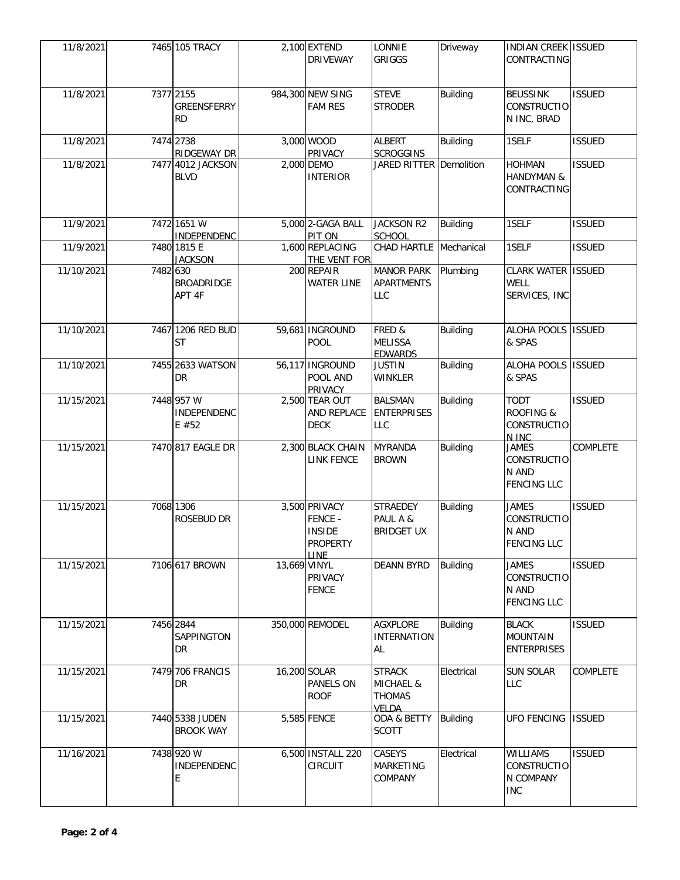| | | | | | | | | |
|---|---|---|---|---|---|---|---|---|
| 11/8/2021 | 7465 | 105 TRACY | 2,100 | EXTEND DRIVEWAY | LONNIE GRIGGS | Driveway | INDIAN CREEK CONTRACTING | ISSUED |
| 11/8/2021 | 7377 | 2155 GREENSFERRY RD | 984,300 | NEW SING FAM RES | STEVE STRODER | Building | BEUSSINK CONSTRUCTION INC, BRAD | ISSUED |
| 11/8/2021 | 7474 | 2738 RIDGEWAY DR | 3,000 | WOOD PRIVACY | ALBERT SCROGGINS | Building | 1SELF | ISSUED |
| 11/8/2021 | 7477 | 4012 JACKSON BLVD | 2,000 | DEMO INTERIOR | JARED RITTER | Demolition | HOHMAN HANDYMAN & CONTRACTING | ISSUED |
| 11/9/2021 | 7472 | 1651 W INDEPENDENC | 5,000 | 2-GAGA BALL PIT ON | JACKSON R2 SCHOOL | Building | 1SELF | ISSUED |
| 11/9/2021 | 7480 | 1815 E JACKSON | 1,600 | REPLACING THE VENT FOR | CHAD HARTLE | Mechanical | 1SELF | ISSUED |
| 11/10/2021 | 7482 | 630 BROADRIDGE APT 4F | 200 | REPAIR WATER LINE | MANOR PARK APARTMENTS LLC | Plumbing | CLARK WATER WELL SERVICES, INC | ISSUED |
| 11/10/2021 | 7467 | 1206 RED BUD ST | 59,681 | INGROUND POOL | FRED & MELISSA EDWARDS | Building | ALOHA POOLS & SPAS | ISSUED |
| 11/10/2021 | 7455 | 2633 WATSON DR | 56,117 | INGROUND POOL AND PRIVACY | JUSTIN WINKLER | Building | ALOHA POOLS & SPAS | ISSUED |
| 11/15/2021 | 7448 | 957 W INDEPENDENCE #52 | 2,500 | TEAR OUT AND REPLACE DECK | BALSMAN ENTERPRISES LLC | Building | TODT ROOFING & CONSTRUCTION INC | ISSUED |
| 11/15/2021 | 7470 | 817 EAGLE DR | 2,300 | BLACK CHAIN LINK FENCE | MYRANDA BROWN | Building | JAMES CONSTRUCTION AND FENCING LLC | COMPLETE |
| 11/15/2021 | 7068 | 1306 ROSEBUD DR | 3,500 | PRIVACY FENCE - INSIDE PROPERTY LINE | STRAEDEY PAUL A & BRIDGET UX | Building | JAMES CONSTRUCTION AND FENCING LLC | ISSUED |
| 11/15/2021 | 7106 | 617 BROWN | 13,669 | VINYL PRIVACY FENCE | DEANN BYRD | Building | JAMES CONSTRUCTION AND FENCING LLC | ISSUED |
| 11/15/2021 | 7456 | 2844 SAPPINGTON DR | 350,000 | REMODEL | AGXPLORE INTERNATIONAL | Building | BLACK MOUNTAIN ENTERPRISES | ISSUED |
| 11/15/2021 | 7479 | 706 FRANCIS DR | 16,200 | SOLAR PANELS ON ROOF | STRACK MICHAEL & THOMAS VELDA | Electrical | SUN SOLAR LLC | COMPLETE |
| 11/15/2021 | 7440 | 5338 JUDEN BROOK WAY | 5,585 | FENCE | ODA & BETTY SCOTT | Building | UFO FENCING | ISSUED |
| 11/16/2021 | 7438 | 920 W INDEPENDENCE | 6,500 | INSTALL 220 CIRCUIT | CASEYS MARKETING COMPANY | Electrical | WILLIAMS CONSTRUCTION COMPANY INC | ISSUED |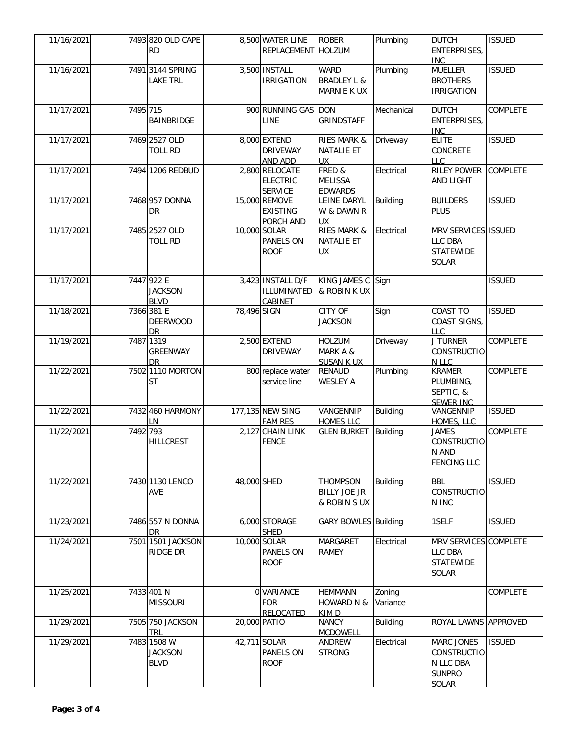| | | | | | | | | |
|---|---|---|---|---|---|---|---|---|
| 11/16/2021 | 7493 | 820 OLD CAPE RD | 8,500 | WATER LINE REPLACEMENT | ROBER HOLZUM | Plumbing | DUTCH ENTERPRISES, INC | ISSUED |
| 11/16/2021 | 7491 | 3144 SPRING LAKE TRL | 3,500 | INSTALL IRRIGATION | WARD BRADLEY L & MARNIE K UX | Plumbing | MUELLER BROTHERS IRRIGATION | ISSUED |
| 11/17/2021 | 7495 | 715 BAINBRIDGE | 900 | RUNNING GAS LINE | DON GRINDSTAFF | Mechanical | DUTCH ENTERPRISES, INC | COMPLETE |
| 11/17/2021 | 7469 | 2527 OLD TOLL RD | 8,000 | EXTEND DRIVEWAY AND ADD | RIES MARK & NATALIE ET UX | Driveway | ELITE CONCRETE LLC | ISSUED |
| 11/17/2021 | 7494 | 1206 REDBUD | 2,800 | RELOCATE ELECTRIC SERVICE | FRED & MELISSA EDWARDS | Electrical | RILEY POWER AND LIGHT | COMPLETE |
| 11/17/2021 | 7468 | 957 DONNA DR | 15,000 | REMOVE EXISTING PORCH AND | LEINE DARYL W & DAWN R UX | Building | BUILDERS PLUS | ISSUED |
| 11/17/2021 | 7485 | 2527 OLD TOLL RD | 10,000 | SOLAR PANELS ON ROOF | RIES MARK & NATALIE ET UX | Electrical | MRV SERVICES LLC DBA STATEWIDE SOLAR | ISSUED |
| 11/17/2021 | 7447 | 922 E JACKSON BLVD | 3,423 | INSTALL D/F ILLUMINATED CABINET | KING JAMES C & ROBIN K UX | Sign | | ISSUED |
| 11/18/2021 | 7366 | 381 E DEERWOOD DR | 78,496 | SIGN | CITY OF JACKSON | Sign | COAST TO COAST SIGNS, LLC | ISSUED |
| 11/19/2021 | 7487 | 1319 GREENWAY DR | 2,500 | EXTEND DRIVEWAY | HOLZUM MARK A & SUSAN K UX | Driveway | J TURNER CONSTRUCTION LLC | COMPLETE |
| 11/22/2021 | 7502 | 1110 MORTON ST | 800 | replace water service line | RENAUD WESLEY A | Plumbing | KRAMER PLUMBING, SEPTIC, & SEWER INC | COMPLETE |
| 11/22/2021 | 7432 | 460 HARMONY LN | 177,135 | NEW SING FAM RES | VANGENNIP HOMES LLC | Building | VANGENNIP HOMES, LLC | ISSUED |
| 11/22/2021 | 7492 | 793 HILLCREST | 2,127 | CHAIN LINK FENCE | GLEN BURKET | Building | JAMES CONSTRUCTION AND FENCING LLC | COMPLETE |
| 11/22/2021 | 7430 | 1130 LENCO AVE | 48,000 | SHED | THOMPSON BILLY JOE JR & ROBIN S UX | Building | BBL CONSTRUCTION INC | ISSUED |
| 11/23/2021 | 7486 | 557 N DONNA DR | 6,000 | STORAGE SHED | GARY BOWLES | Building | 1SELF | ISSUED |
| 11/24/2021 | 7501 | 1501 JACKSON RIDGE DR | 10,000 | SOLAR PANELS ON ROOF | MARGARET RAMEY | Electrical | MRV SERVICES LLC DBA STATEWIDE SOLAR | COMPLETE |
| 11/25/2021 | 7433 | 401 N MISSOURI | 0 | VARIANCE FOR RELOCATED | HEMMANN HOWARD N & KIM D | Zoning Variance | | COMPLETE |
| 11/29/2021 | 7505 | 750 JACKSON TRL | 20,000 | PATIO | NANCY MCDOWELL | Building | ROYAL LAWNS | APPROVED |
| 11/29/2021 | 7483 | 1508 W JACKSON BLVD | 42,711 | SOLAR PANELS ON ROOF | ANDREW STRONG | Electrical | MARC JONES CONSTRUCTION LLC DBA SUNPRO SOLAR | ISSUED |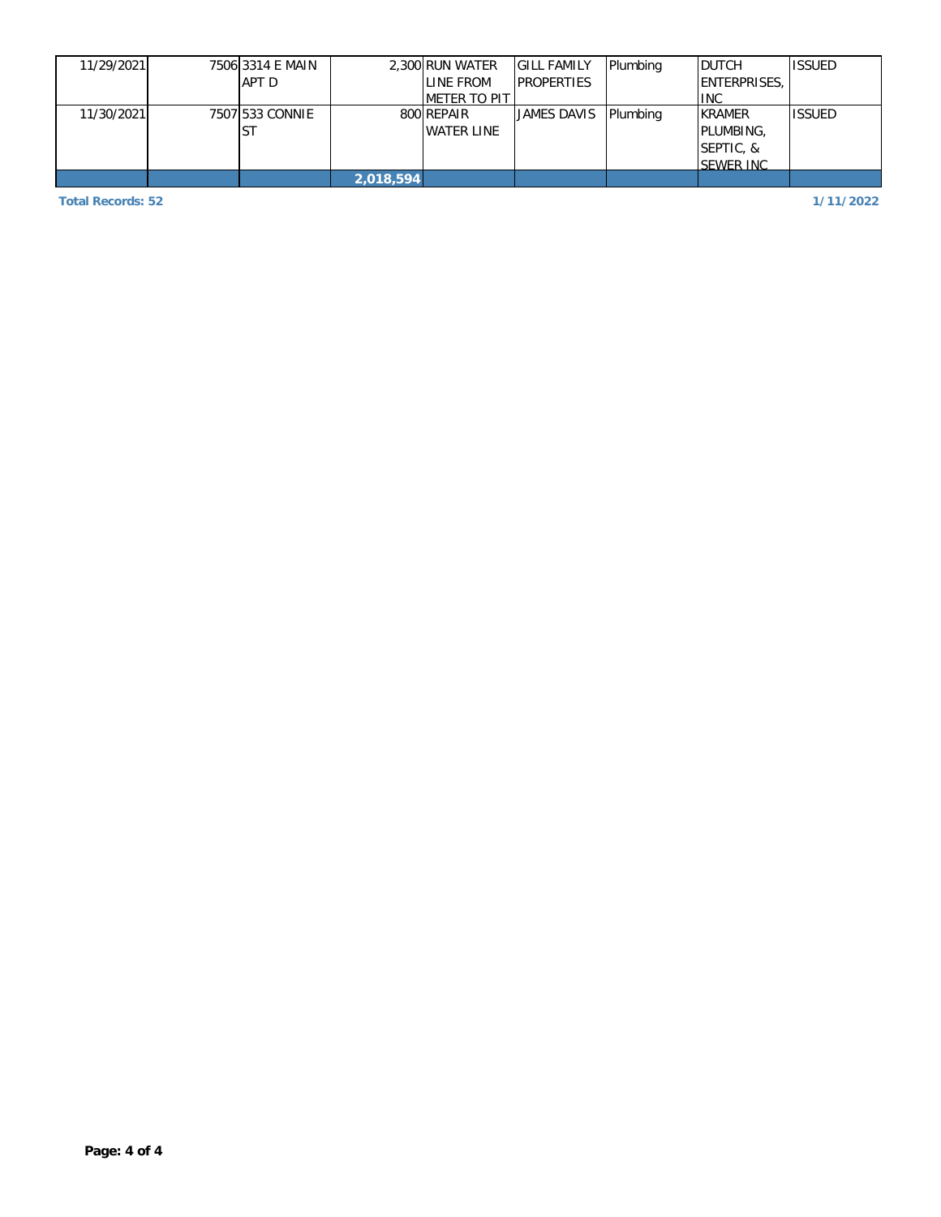| | | | | | | | | |
|---|---|---|---|---|---|---|---|---|
| 11/29/2021 | 7506 | 3314 E MAIN APT D | 2,300 | RUN WATER LINE FROM METER TO PIT | GILL FAMILY PROPERTIES | Plumbing | DUTCH ENTERPRISES, INC | ISSUED |
| 11/30/2021 | 7507 | 533 CONNIE ST | 800 | REPAIR WATER LINE | JAMES DAVIS | Plumbing | KRAMER PLUMBING, SEPTIC, & SEWER INC | ISSUED |
| | | | **2,018,594** | | | | | |

**Total Records: 52**

**1/11/2022**